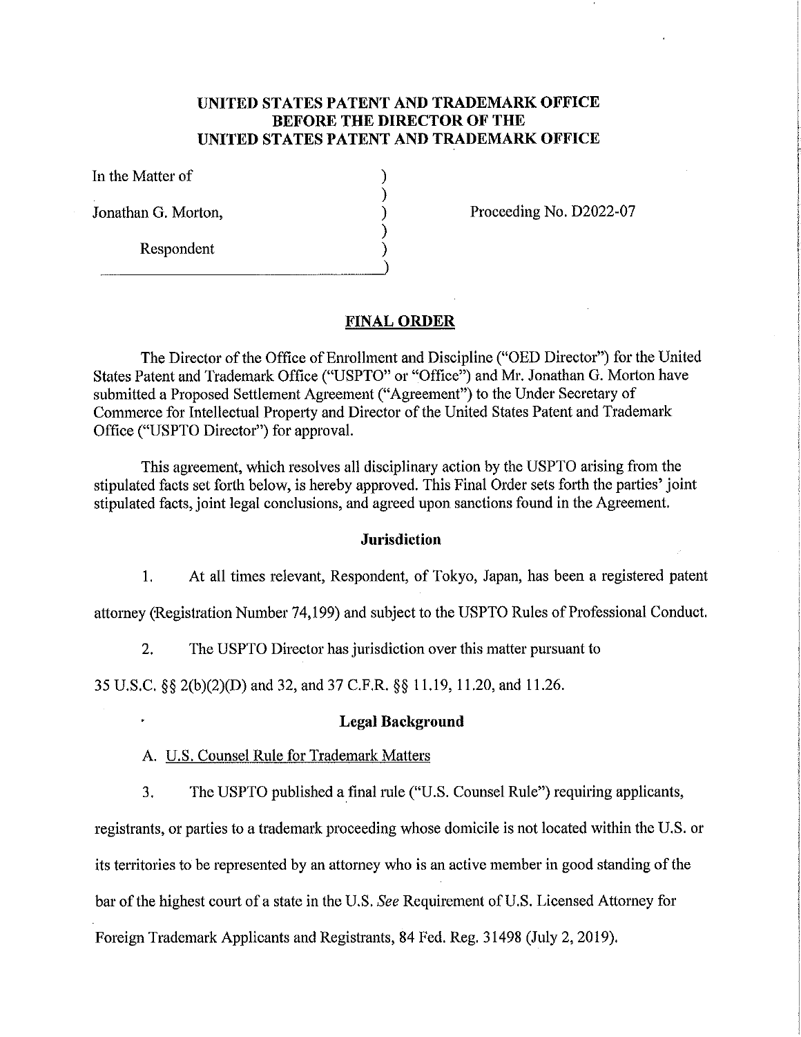**UNITED STATES PATENT AND TRADEMARK OFFICE**
**BEFORE THE DIRECTOR OF THE**
**UNITED STATES PATENT AND TRADEMARK OFFICE**

In the Matter of

Jonathan G. Morton,

Respondent

Proceeding No. D2022-07

## FINAL ORDER

The Director of the Office of Enrollment and Discipline ("OED Director") for the United States Patent and Trademark Office ("USPTO" or "Office") and Mr. Jonathan G. Morton have submitted a Proposed Settlement Agreement ("Agreement") to the Under Secretary of Commerce for Intellectual Property and Director of the United States Patent and Trademark Office ("USPTO Director") for approval.

This agreement, which resolves all disciplinary action by the USPTO arising from the stipulated facts set forth below, is hereby approved. This Final Order sets forth the parties' joint stipulated facts, joint legal conclusions, and agreed upon sanctions found in the Agreement.

### Jurisdiction

1. At all times relevant, Respondent, of Tokyo, Japan, has been a registered patent attorney (Registration Number 74,199) and subject to the USPTO Rules of Professional Conduct.

2. The USPTO Director has jurisdiction over this matter pursuant to 35 U.S.C. §§ 2(b)(2)(D) and 32, and 37 C.F.R. §§ 11.19, 11.20, and 11.26.

### Legal Background

A. U.S. Counsel Rule for Trademark Matters

3. The USPTO published a final rule ("U.S. Counsel Rule") requiring applicants, registrants, or parties to a trademark proceeding whose domicile is not located within the U.S. or its territories to be represented by an attorney who is an active member in good standing of the bar of the highest court of a state in the U.S. *See* Requirement of U.S. Licensed Attorney for Foreign Trademark Applicants and Registrants, 84 Fed. Reg. 31498 (July 2, 2019).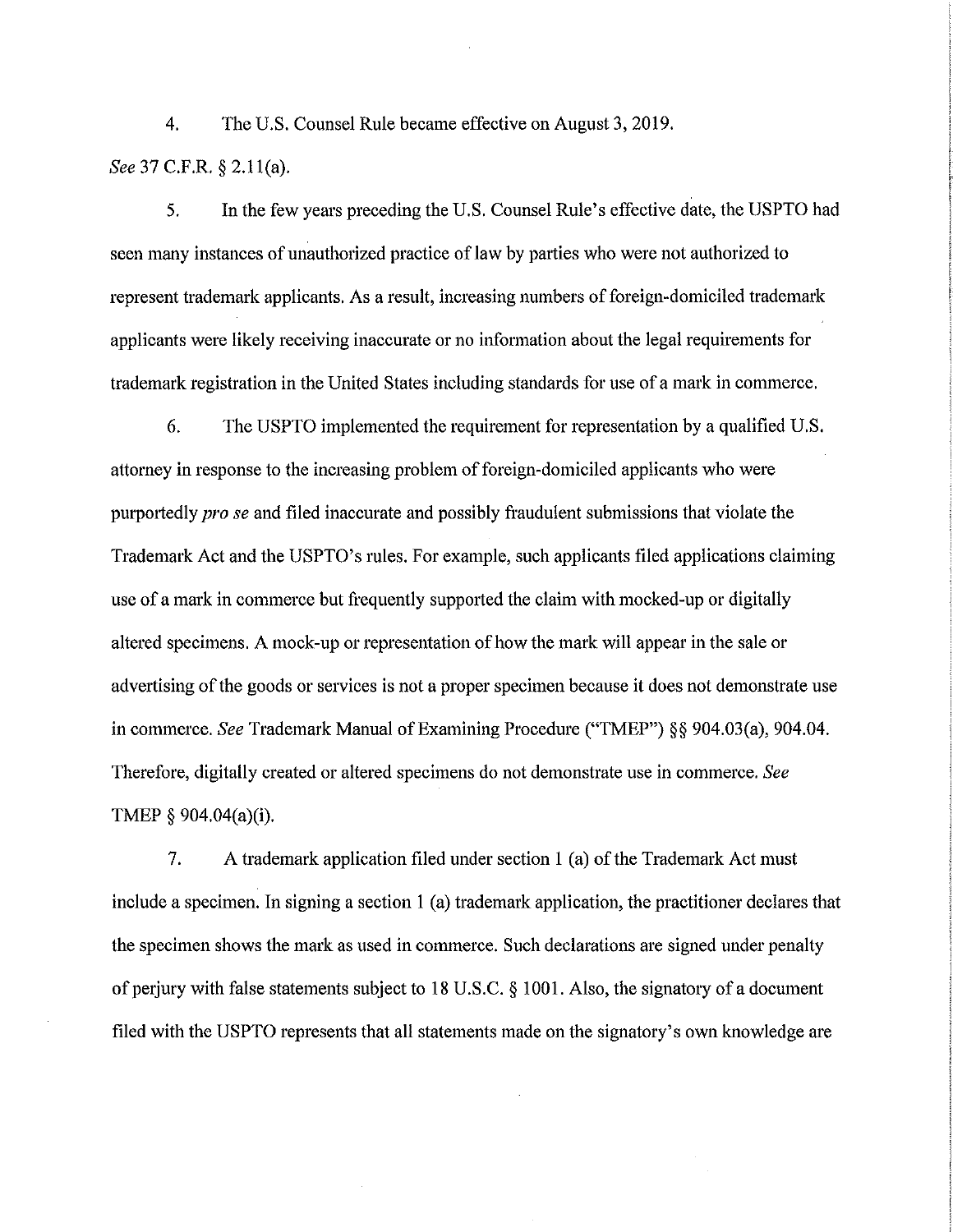4. The U.S. Counsel Rule became effective on August 3, 2019. *See* 37 C.F.R. § 2.11(a).

5. In the few years preceding the U.S. Counsel Rule's effective date, the USPTO had seen many instances of unauthorized practice of law by parties who were not authorized to represent trademark applicants. As a result, increasing numbers of foreign-domiciled trademark applicants were likely receiving inaccurate or no information about the legal requirements for trademark registration in the United States including standards for use of a mark in commerce.

6. The USPTO implemented the requirement for representation by a qualified U.S. attorney in response to the increasing problem of foreign-domiciled applicants who were purportedly *pro se* and filed inaccurate and possibly fraudulent submissions that violate the Trademark Act and the USPTO's rules. For example, such applicants filed applications claiming use of a mark in commerce but frequently supported the claim with mocked-up or digitally altered specimens. A mock-up or representation of how the mark will appear in the sale or advertising of the goods or services is not a proper specimen because it does not demonstrate use in commerce. *See* Trademark Manual of Examining Procedure ("TMEP") §§ 904.03(a), 904.04. Therefore, digitally created or altered specimens do not demonstrate use in commerce. *See* TMEP § 904.04(a)(i).

7. A trademark application filed under section 1 (a) of the Trademark Act must include a specimen. In signing a section 1 (a) trademark application, the practitioner declares that the specimen shows the mark as used in commerce. Such declarations are signed under penalty of perjury with false statements subject to 18 U.S.C. § 1001. Also, the signatory of a document filed with the USPTO represents that all statements made on the signatory's own knowledge are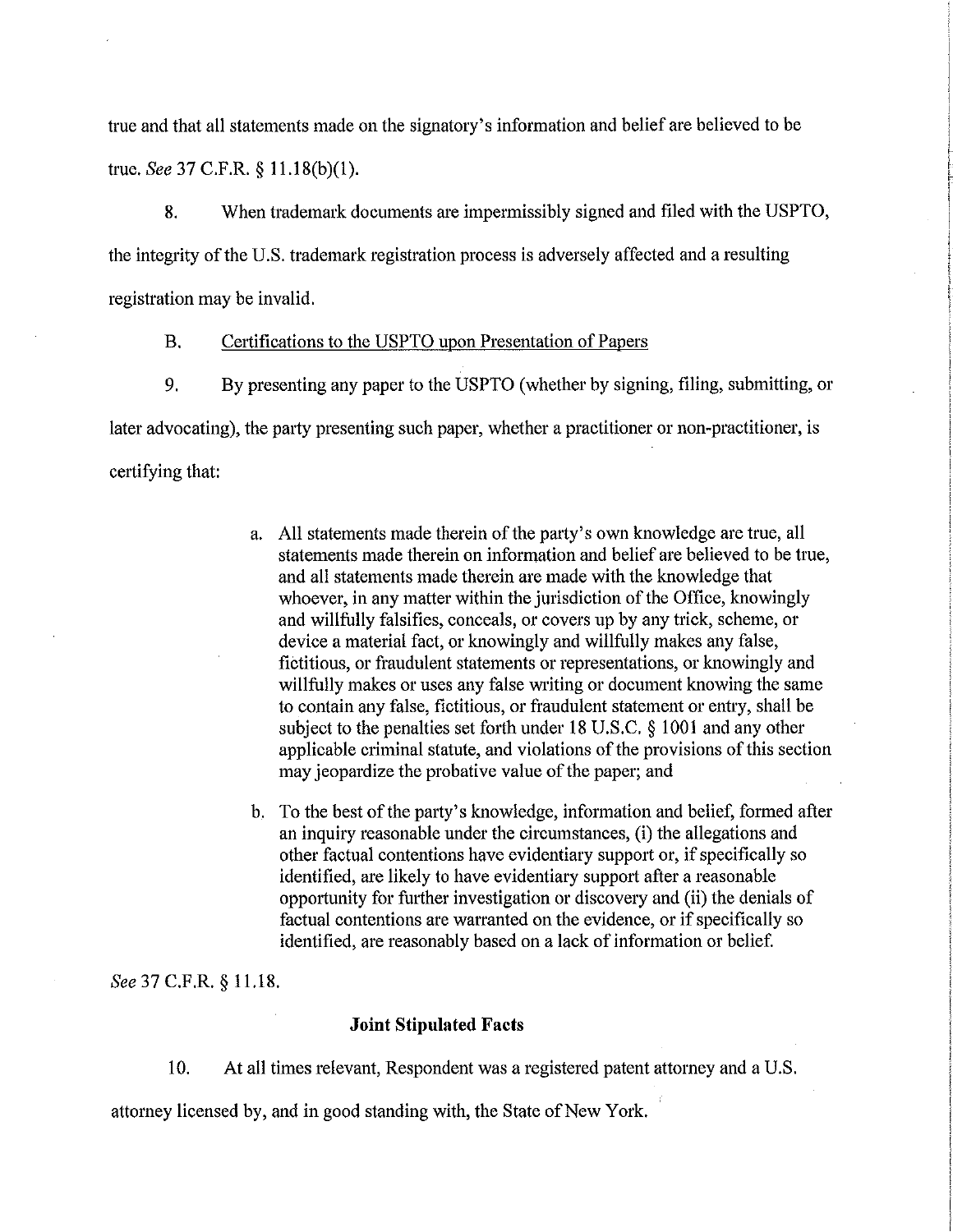true and that all statements made on the signatory's information and belief are believed to be true. *See* 37 C.F.R. § 11.18(b)(1).

8. When trademark documents are impermissibly signed and filed with the USPTO, the integrity of the U.S. trademark registration process is adversely affected and a resulting registration may be invalid.

B. <u>Certifications to the USPTO upon Presentation of Papers</u>

9. By presenting any paper to the USPTO (whether by signing, filing, submitting, or later advocating), the party presenting such paper, whether a practitioner or non-practitioner, is certifying that:

> a. All statements made therein of the party's own knowledge are true, all statements made therein on information and belief are believed to be true, and all statements made therein are made with the knowledge that whoever, in any matter within the jurisdiction of the Office, knowingly and willfully falsifies, conceals, or covers up by any trick, scheme, or device a material fact, or knowingly and willfully makes any false, fictitious, or fraudulent statements or representations, or knowingly and willfully makes or uses any false writing or document knowing the same to contain any false, fictitious, or fraudulent statement or entry, shall be subject to the penalties set forth under 18 U.S.C. § 1001 and any other applicable criminal statute, and violations of the provisions of this section may jeopardize the probative value of the paper; and
>
> b. To the best of the party's knowledge, information and belief, formed after an inquiry reasonable under the circumstances, (i) the allegations and other factual contentions have evidentiary support or, if specifically so identified, are likely to have evidentiary support after a reasonable opportunity for further investigation or discovery and (ii) the denials of factual contentions are warranted on the evidence, or if specifically so identified, are reasonably based on a lack of information or belief.

*See* 37 C.F.R. § 11.18.

**Joint Stipulated Facts**

10. At all times relevant, Respondent was a registered patent attorney and a U.S. attorney licensed by, and in good standing with, the State of New York.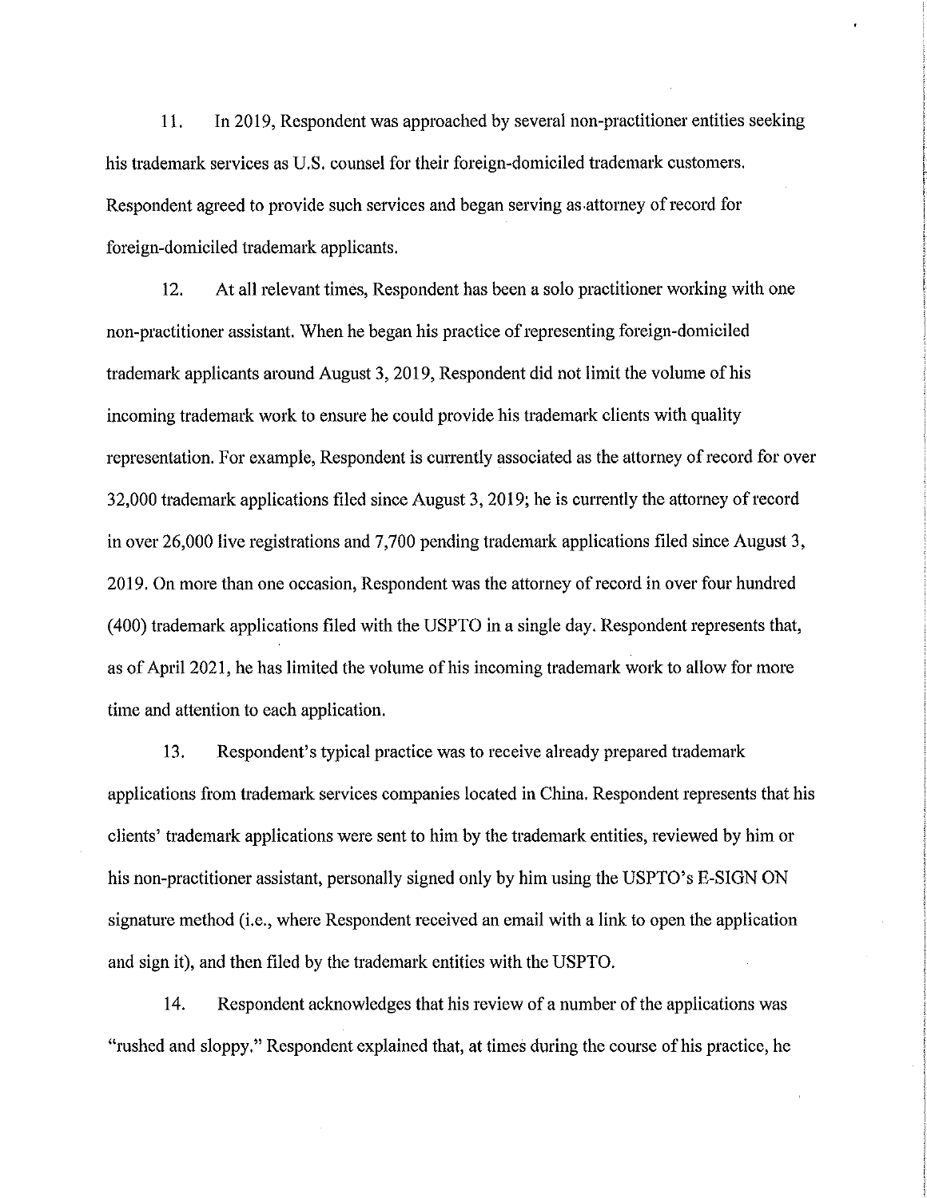11. In 2019, Respondent was approached by several non-practitioner entities seeking his trademark services as U.S. counsel for their foreign-domiciled trademark customers. Respondent agreed to provide such services and began serving as attorney of record for foreign-domiciled trademark applicants.

12. At all relevant times, Respondent has been a solo practitioner working with one non-practitioner assistant. When he began his practice of representing foreign-domiciled trademark applicants around August 3, 2019, Respondent did not limit the volume of his incoming trademark work to ensure he could provide his trademark clients with quality representation. For example, Respondent is currently associated as the attorney of record for over 32,000 trademark applications filed since August 3, 2019; he is currently the attorney of record in over 26,000 live registrations and 7,700 pending trademark applications filed since August 3, 2019. On more than one occasion, Respondent was the attorney of record in over four hundred (400) trademark applications filed with the USPTO in a single day. Respondent represents that, as of April 2021, he has limited the volume of his incoming trademark work to allow for more time and attention to each application.

13. Respondent's typical practice was to receive already prepared trademark applications from trademark services companies located in China. Respondent represents that his clients' trademark applications were sent to him by the trademark entities, reviewed by him or his non-practitioner assistant, personally signed only by him using the USPTO's E-SIGN ON signature method (i.e., where Respondent received an email with a link to open the application and sign it), and then filed by the trademark entities with the USPTO.

14. Respondent acknowledges that his review of a number of the applications was "rushed and sloppy." Respondent explained that, at times during the course of his practice, he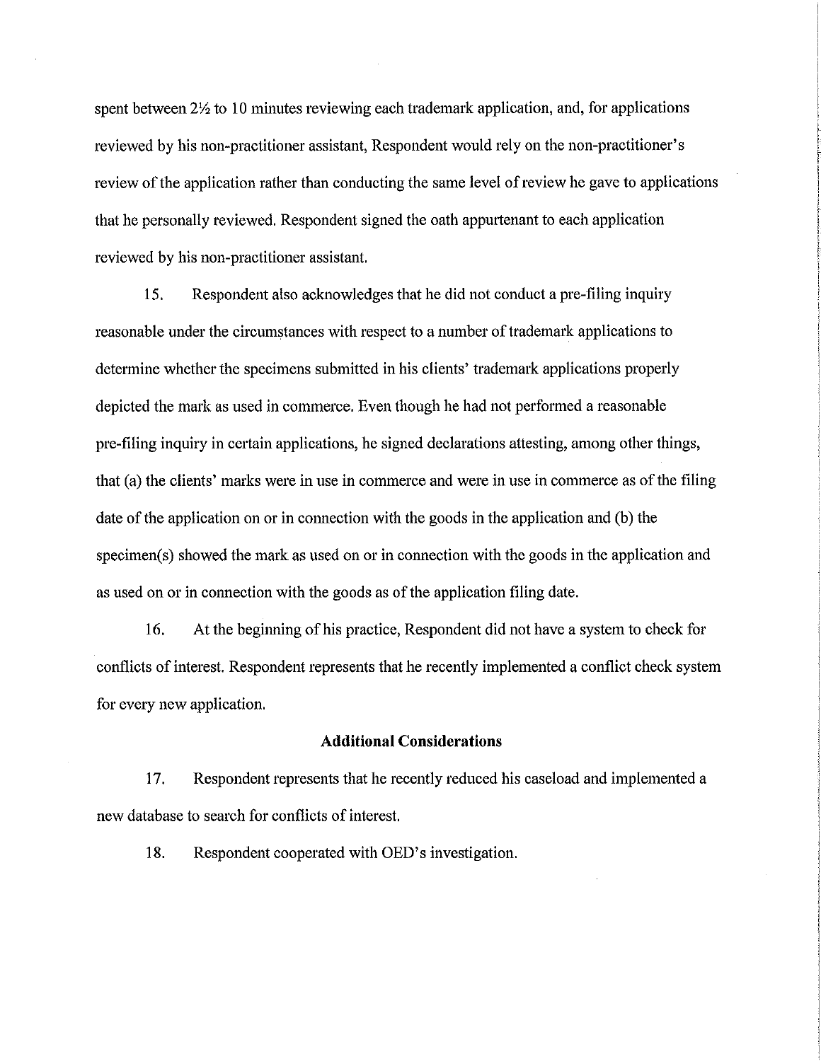spent between 2½ to 10 minutes reviewing each trademark application, and, for applications reviewed by his non-practitioner assistant, Respondent would rely on the non-practitioner's review of the application rather than conducting the same level of review he gave to applications that he personally reviewed. Respondent signed the oath appurtenant to each application reviewed by his non-practitioner assistant.

15. Respondent also acknowledges that he did not conduct a pre-filing inquiry reasonable under the circumstances with respect to a number of trademark applications to determine whether the specimens submitted in his clients' trademark applications properly depicted the mark as used in commerce. Even though he had not performed a reasonable pre-filing inquiry in certain applications, he signed declarations attesting, among other things, that (a) the clients' marks were in use in commerce and were in use in commerce as of the filing date of the application on or in connection with the goods in the application and (b) the specimen(s) showed the mark as used on or in connection with the goods in the application and as used on or in connection with the goods as of the application filing date.

16. At the beginning of his practice, Respondent did not have a system to check for conflicts of interest. Respondent represents that he recently implemented a conflict check system for every new application.

## Additional Considerations

17. Respondent represents that he recently reduced his caseload and implemented a new database to search for conflicts of interest.

18. Respondent cooperated with OED's investigation.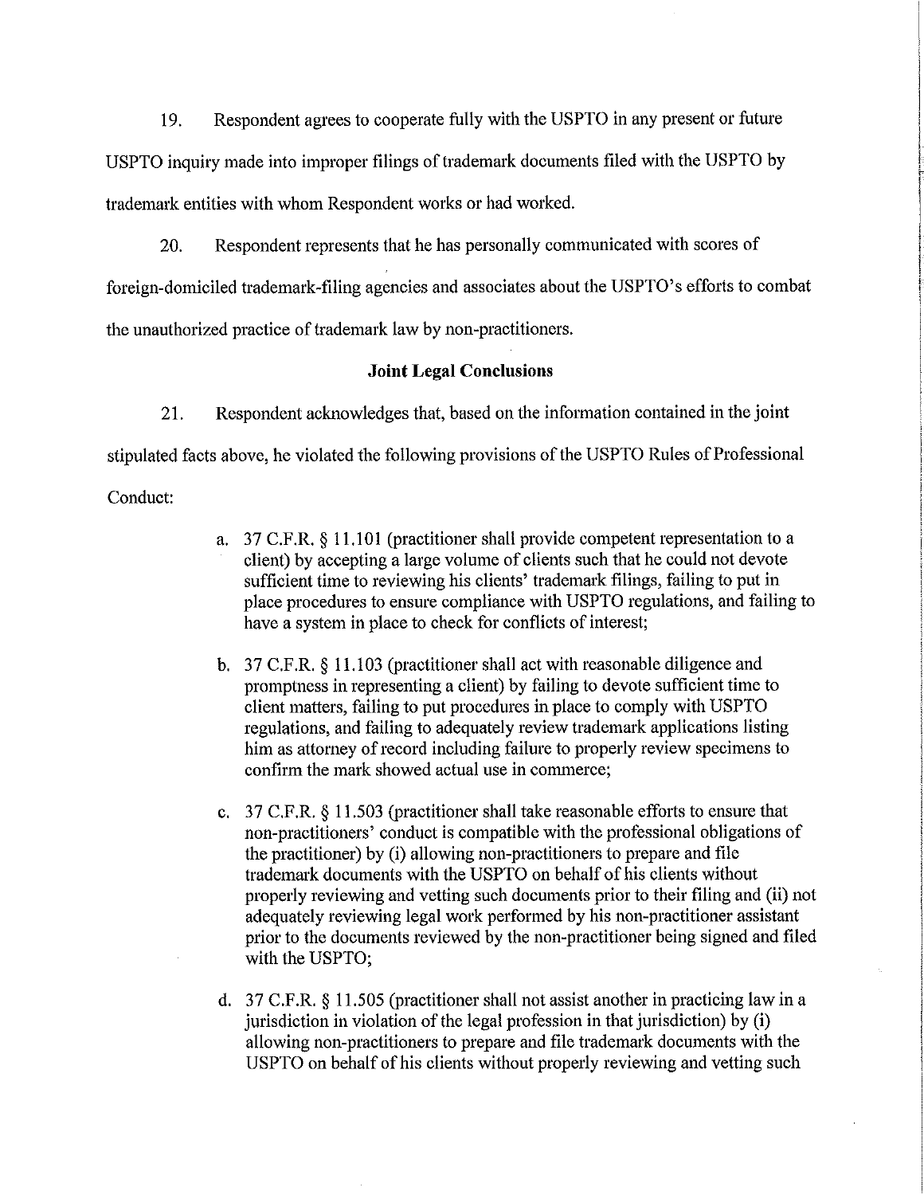19. Respondent agrees to cooperate fully with the USPTO in any present or future USPTO inquiry made into improper filings of trademark documents filed with the USPTO by trademark entities with whom Respondent works or had worked.

20. Respondent represents that he has personally communicated with scores of foreign-domiciled trademark-filing agencies and associates about the USPTO's efforts to combat the unauthorized practice of trademark law by non-practitioners.

**Joint Legal Conclusions**

21. Respondent acknowledges that, based on the information contained in the joint stipulated facts above, he violated the following provisions of the USPTO Rules of Professional Conduct:

a. 37 C.F.R. § 11.101 (practitioner shall provide competent representation to a client) by accepting a large volume of clients such that he could not devote sufficient time to reviewing his clients' trademark filings, failing to put in place procedures to ensure compliance with USPTO regulations, and failing to have a system in place to check for conflicts of interest;

b. 37 C.F.R. § 11.103 (practitioner shall act with reasonable diligence and promptness in representing a client) by failing to devote sufficient time to client matters, failing to put procedures in place to comply with USPTO regulations, and failing to adequately review trademark applications listing him as attorney of record including failure to properly review specimens to confirm the mark showed actual use in commerce;

c. 37 C.F.R. § 11.503 (practitioner shall take reasonable efforts to ensure that non-practitioners' conduct is compatible with the professional obligations of the practitioner) by (i) allowing non-practitioners to prepare and file trademark documents with the USPTO on behalf of his clients without properly reviewing and vetting such documents prior to their filing and (ii) not adequately reviewing legal work performed by his non-practitioner assistant prior to the documents reviewed by the non-practitioner being signed and filed with the USPTO;

d. 37 C.F.R. § 11.505 (practitioner shall not assist another in practicing law in a jurisdiction in violation of the legal profession in that jurisdiction) by (i) allowing non-practitioners to prepare and file trademark documents with the USPTO on behalf of his clients without properly reviewing and vetting such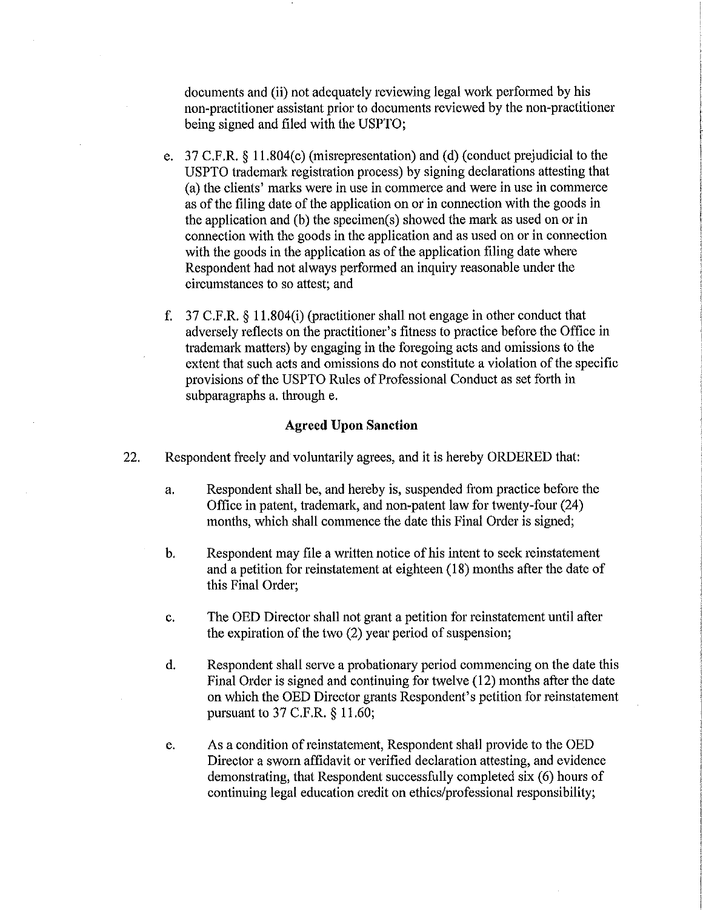documents and (ii) not adequately reviewing legal work performed by his non-practitioner assistant prior to documents reviewed by the non-practitioner being signed and filed with the USPTO;

e. 37 C.F.R. § 11.804(c) (misrepresentation) and (d) (conduct prejudicial to the USPTO trademark registration process) by signing declarations attesting that (a) the clients' marks were in use in commerce and were in use in commerce as of the filing date of the application on or in connection with the goods in the application and (b) the specimen(s) showed the mark as used on or in connection with the goods in the application and as used on or in connection with the goods in the application as of the application filing date where Respondent had not always performed an inquiry reasonable under the circumstances to so attest; and

f. 37 C.F.R. § 11.804(i) (practitioner shall not engage in other conduct that adversely reflects on the practitioner's fitness to practice before the Office in trademark matters) by engaging in the foregoing acts and omissions to the extent that such acts and omissions do not constitute a violation of the specific provisions of the USPTO Rules of Professional Conduct as set forth in subparagraphs a. through e.

**Agreed Upon Sanction**

22. Respondent freely and voluntarily agrees, and it is hereby ORDERED that:

   a. Respondent shall be, and hereby is, suspended from practice before the Office in patent, trademark, and non-patent law for twenty-four (24) months, which shall commence the date this Final Order is signed;

   b. Respondent may file a written notice of his intent to seek reinstatement and a petition for reinstatement at eighteen (18) months after the date of this Final Order;

   c. The OED Director shall not grant a petition for reinstatement until after the expiration of the two (2) year period of suspension;

   d. Respondent shall serve a probationary period commencing on the date this Final Order is signed and continuing for twelve (12) months after the date on which the OED Director grants Respondent's petition for reinstatement pursuant to 37 C.F.R. § 11.60;

   e. As a condition of reinstatement, Respondent shall provide to the OED Director a sworn affidavit or verified declaration attesting, and evidence demonstrating, that Respondent successfully completed six (6) hours of continuing legal education credit on ethics/professional responsibility;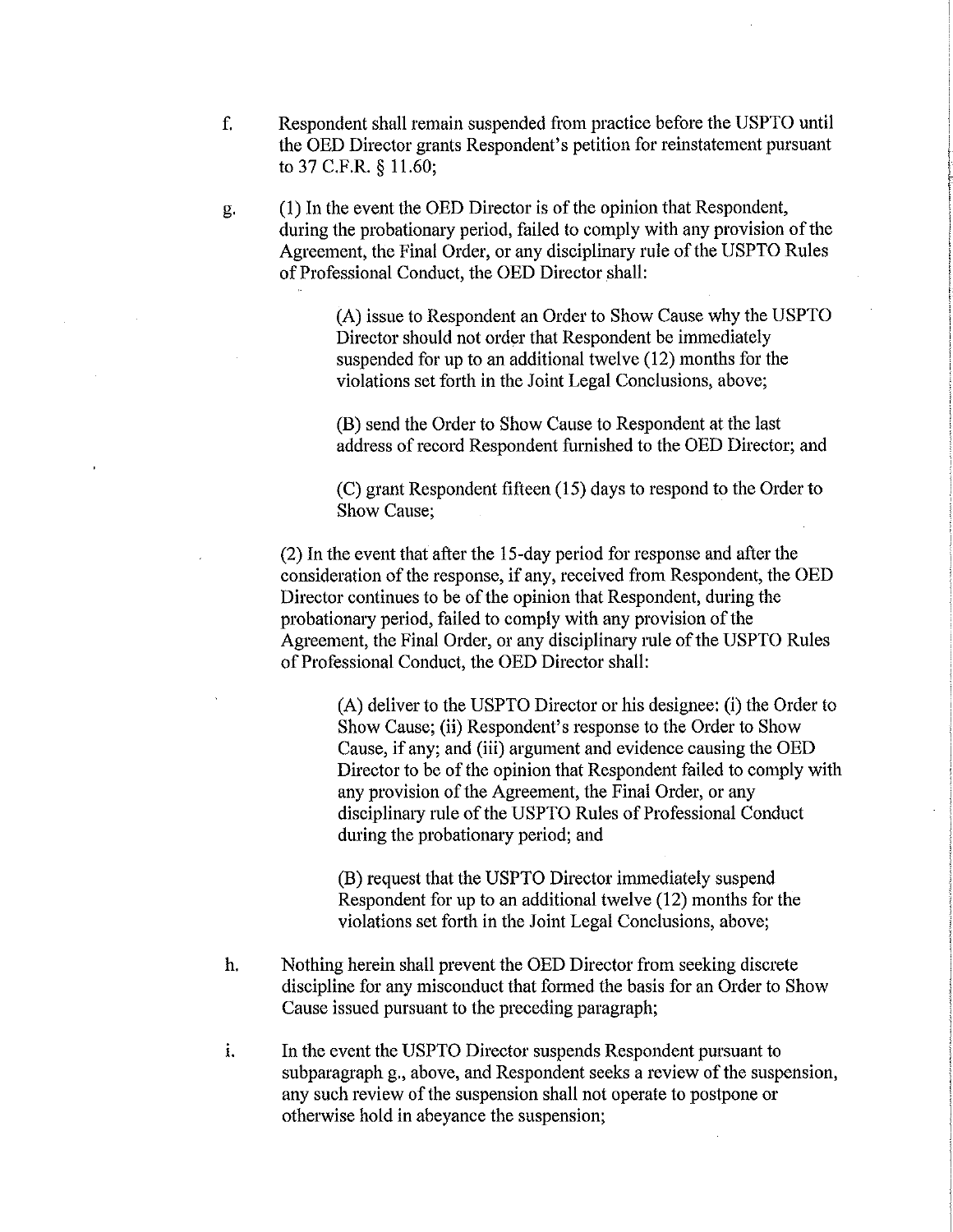f. Respondent shall remain suspended from practice before the USPTO until the OED Director grants Respondent's petition for reinstatement pursuant to 37 C.F.R. § 11.60;

g. (1) In the event the OED Director is of the opinion that Respondent, during the probationary period, failed to comply with any provision of the Agreement, the Final Order, or any disciplinary rule of the USPTO Rules of Professional Conduct, the OED Director shall:

> (A) issue to Respondent an Order to Show Cause why the USPTO Director should not order that Respondent be immediately suspended for up to an additional twelve (12) months for the violations set forth in the Joint Legal Conclusions, above;
>
> (B) send the Order to Show Cause to Respondent at the last address of record Respondent furnished to the OED Director; and
>
> (C) grant Respondent fifteen (15) days to respond to the Order to Show Cause;

(2) In the event that after the 15-day period for response and after the consideration of the response, if any, received from Respondent, the OED Director continues to be of the opinion that Respondent, during the probationary period, failed to comply with any provision of the Agreement, the Final Order, or any disciplinary rule of the USPTO Rules of Professional Conduct, the OED Director shall:

> (A) deliver to the USPTO Director or his designee: (i) the Order to Show Cause; (ii) Respondent's response to the Order to Show Cause, if any; and (iii) argument and evidence causing the OED Director to be of the opinion that Respondent failed to comply with any provision of the Agreement, the Final Order, or any disciplinary rule of the USPTO Rules of Professional Conduct during the probationary period; and
>
> (B) request that the USPTO Director immediately suspend Respondent for up to an additional twelve (12) months for the violations set forth in the Joint Legal Conclusions, above;

h. Nothing herein shall prevent the OED Director from seeking discrete discipline for any misconduct that formed the basis for an Order to Show Cause issued pursuant to the preceding paragraph;

i. In the event the USPTO Director suspends Respondent pursuant to subparagraph g., above, and Respondent seeks a review of the suspension, any such review of the suspension shall not operate to postpone or otherwise hold in abeyance the suspension;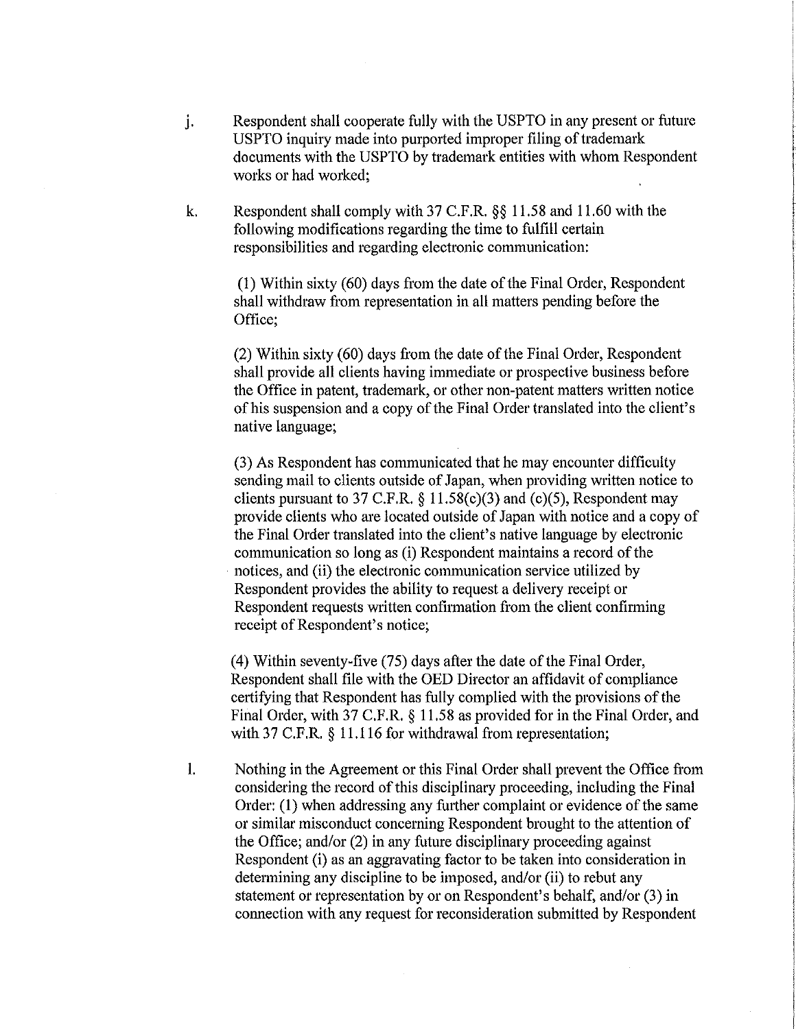j. Respondent shall cooperate fully with the USPTO in any present or future USPTO inquiry made into purported improper filing of trademark documents with the USPTO by trademark entities with whom Respondent works or had worked;

k. Respondent shall comply with 37 C.F.R. §§ 11.58 and 11.60 with the following modifications regarding the time to fulfill certain responsibilities and regarding electronic communication:

   (1) Within sixty (60) days from the date of the Final Order, Respondent shall withdraw from representation in all matters pending before the Office;

   (2) Within sixty (60) days from the date of the Final Order, Respondent shall provide all clients having immediate or prospective business before the Office in patent, trademark, or other non-patent matters written notice of his suspension and a copy of the Final Order translated into the client's native language;

   (3) As Respondent has communicated that he may encounter difficulty sending mail to clients outside of Japan, when providing written notice to clients pursuant to 37 C.F.R. § 11.58(c)(3) and (c)(5), Respondent may provide clients who are located outside of Japan with notice and a copy of the Final Order translated into the client's native language by electronic communication so long as (i) Respondent maintains a record of the notices, and (ii) the electronic communication service utilized by Respondent provides the ability to request a delivery receipt or Respondent requests written confirmation from the client confirming receipt of Respondent's notice;

   (4) Within seventy-five (75) days after the date of the Final Order, Respondent shall file with the OED Director an affidavit of compliance certifying that Respondent has fully complied with the provisions of the Final Order, with 37 C.F.R. § 11.58 as provided for in the Final Order, and with 37 C.F.R. § 11.116 for withdrawal from representation;

l. Nothing in the Agreement or this Final Order shall prevent the Office from considering the record of this disciplinary proceeding, including the Final Order: (1) when addressing any further complaint or evidence of the same or similar misconduct concerning Respondent brought to the attention of the Office; and/or (2) in any future disciplinary proceeding against Respondent (i) as an aggravating factor to be taken into consideration in determining any discipline to be imposed, and/or (ii) to rebut any statement or representation by or on Respondent's behalf, and/or (3) in connection with any request for reconsideration submitted by Respondent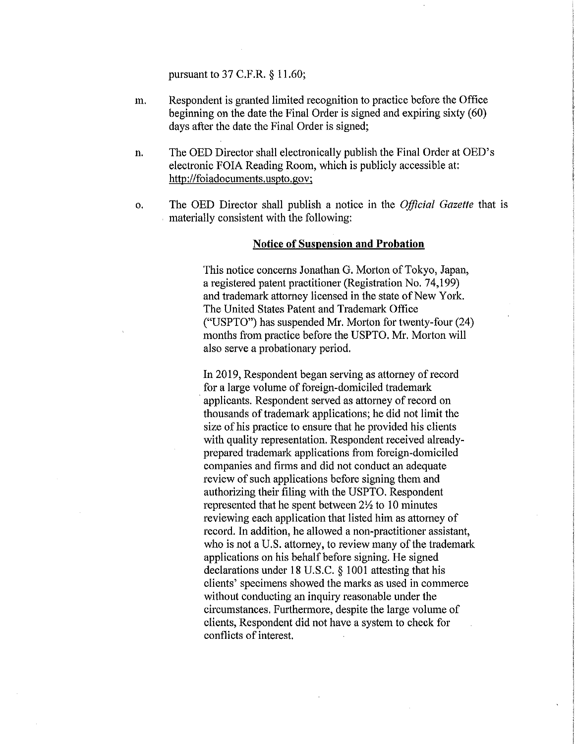pursuant to 37 C.F.R. § 11.60;

m. Respondent is granted limited recognition to practice before the Office beginning on the date the Final Order is signed and expiring sixty (60) days after the date the Final Order is signed;

n. The OED Director shall electronically publish the Final Order at OED's electronic FOIA Reading Room, which is publicly accessible at: http://foiadocuments.uspto.gov;

o. The OED Director shall publish a notice in the *Official Gazette* that is materially consistent with the following:

**Notice of Suspension and Probation**

This notice concerns Jonathan G. Morton of Tokyo, Japan, a registered patent practitioner (Registration No. 74,199) and trademark attorney licensed in the state of New York. The United States Patent and Trademark Office ("USPTO") has suspended Mr. Morton for twenty-four (24) months from practice before the USPTO. Mr. Morton will also serve a probationary period.

In 2019, Respondent began serving as attorney of record for a large volume of foreign-domiciled trademark applicants. Respondent served as attorney of record on thousands of trademark applications; he did not limit the size of his practice to ensure that he provided his clients with quality representation. Respondent received already-prepared trademark applications from foreign-domiciled companies and firms and did not conduct an adequate review of such applications before signing them and authorizing their filing with the USPTO. Respondent represented that he spent between 2½ to 10 minutes reviewing each application that listed him as attorney of record. In addition, he allowed a non-practitioner assistant, who is not a U.S. attorney, to review many of the trademark applications on his behalf before signing. He signed declarations under 18 U.S.C. § 1001 attesting that his clients' specimens showed the marks as used in commerce without conducting an inquiry reasonable under the circumstances. Furthermore, despite the large volume of clients, Respondent did not have a system to check for conflicts of interest.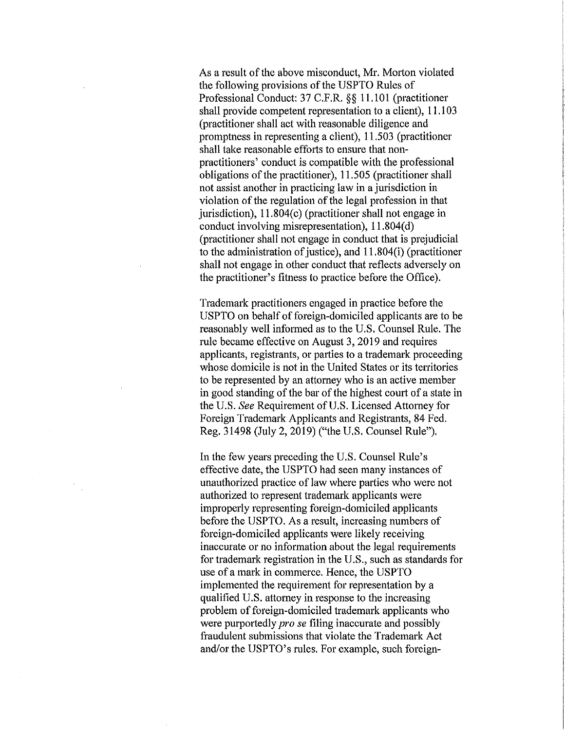As a result of the above misconduct, Mr. Morton violated the following provisions of the USPTO Rules of Professional Conduct: 37 C.F.R. §§ 11.101 (practitioner shall provide competent representation to a client), 11.103 (practitioner shall act with reasonable diligence and promptness in representing a client), 11.503 (practitioner shall take reasonable efforts to ensure that non-practitioners' conduct is compatible with the professional obligations of the practitioner), 11.505 (practitioner shall not assist another in practicing law in a jurisdiction in violation of the regulation of the legal profession in that jurisdiction), 11.804(c) (practitioner shall not engage in conduct involving misrepresentation), 11.804(d) (practitioner shall not engage in conduct that is prejudicial to the administration of justice), and 11.804(i) (practitioner shall not engage in other conduct that reflects adversely on the practitioner's fitness to practice before the Office).

Trademark practitioners engaged in practice before the USPTO on behalf of foreign-domiciled applicants are to be reasonably well informed as to the U.S. Counsel Rule. The rule became effective on August 3, 2019 and requires applicants, registrants, or parties to a trademark proceeding whose domicile is not in the United States or its territories to be represented by an attorney who is an active member in good standing of the bar of the highest court of a state in the U.S. *See* Requirement of U.S. Licensed Attorney for Foreign Trademark Applicants and Registrants, 84 Fed. Reg. 31498 (July 2, 2019) ("the U.S. Counsel Rule").

In the few years preceding the U.S. Counsel Rule's effective date, the USPTO had seen many instances of unauthorized practice of law where parties who were not authorized to represent trademark applicants were improperly representing foreign-domiciled applicants before the USPTO. As a result, increasing numbers of foreign-domiciled applicants were likely receiving inaccurate or no information about the legal requirements for trademark registration in the U.S., such as standards for use of a mark in commerce. Hence, the USPTO implemented the requirement for representation by a qualified U.S. attorney in response to the increasing problem of foreign-domiciled trademark applicants who were purportedly *pro se* filing inaccurate and possibly fraudulent submissions that violate the Trademark Act and/or the USPTO's rules. For example, such foreign-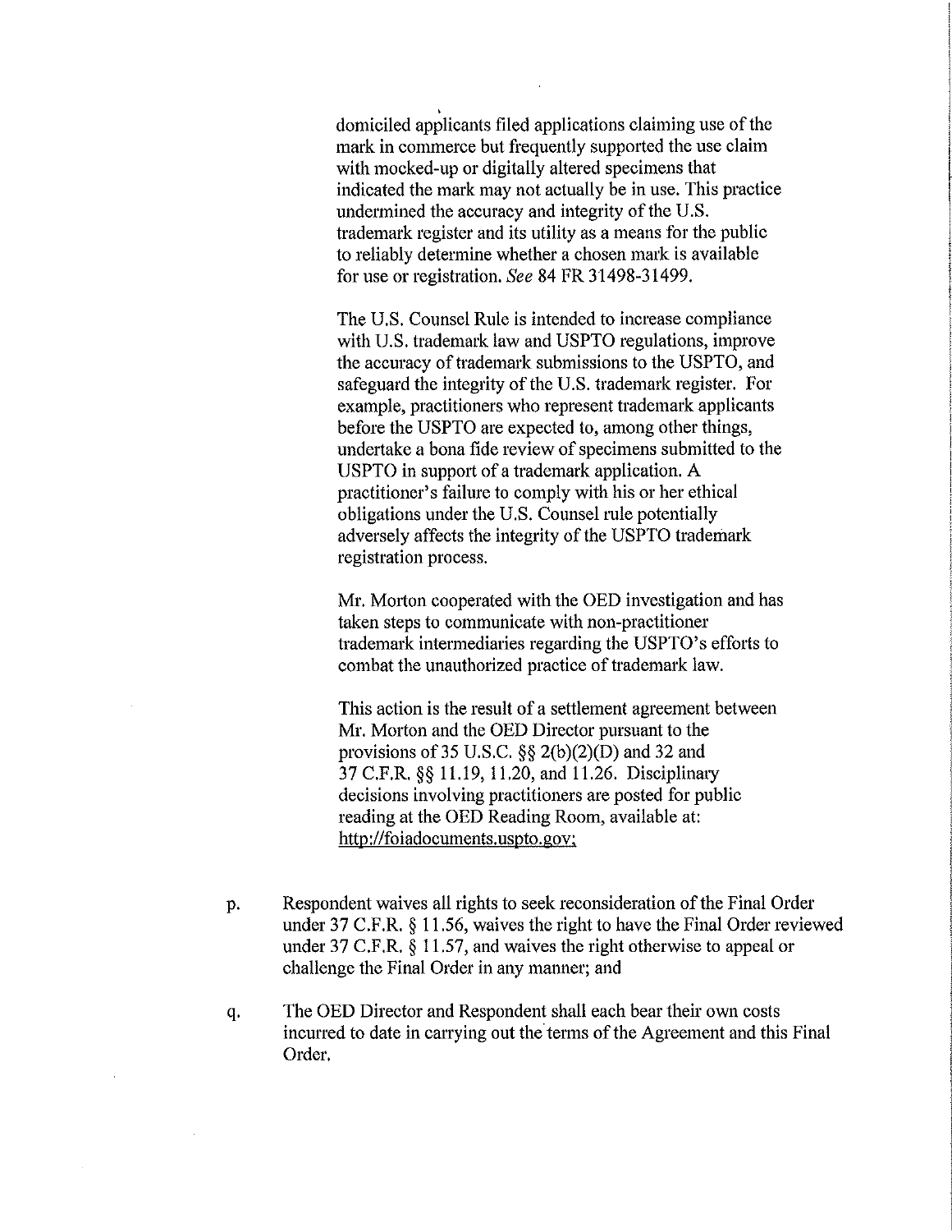domiciled applicants filed applications claiming use of the mark in commerce but frequently supported the use claim with mocked-up or digitally altered specimens that indicated the mark may not actually be in use. This practice undermined the accuracy and integrity of the U.S. trademark register and its utility as a means for the public to reliably determine whether a chosen mark is available for use or registration. *See* 84 FR 31498-31499.

The U.S. Counsel Rule is intended to increase compliance with U.S. trademark law and USPTO regulations, improve the accuracy of trademark submissions to the USPTO, and safeguard the integrity of the U.S. trademark register. For example, practitioners who represent trademark applicants before the USPTO are expected to, among other things, undertake a bona fide review of specimens submitted to the USPTO in support of a trademark application. A practitioner's failure to comply with his or her ethical obligations under the U.S. Counsel rule potentially adversely affects the integrity of the USPTO trademark registration process.

Mr. Morton cooperated with the OED investigation and has taken steps to communicate with non-practitioner trademark intermediaries regarding the USPTO's efforts to combat the unauthorized practice of trademark law.

This action is the result of a settlement agreement between Mr. Morton and the OED Director pursuant to the provisions of 35 U.S.C. §§ 2(b)(2)(D) and 32 and 37 C.F.R. §§ 11.19, 11.20, and 11.26. Disciplinary decisions involving practitioners are posted for public reading at the OED Reading Room, available at: http://foiadocuments.uspto.gov;

p. Respondent waives all rights to seek reconsideration of the Final Order under 37 C.F.R. § 11.56, waives the right to have the Final Order reviewed under 37 C.F.R. § 11.57, and waives the right otherwise to appeal or challenge the Final Order in any manner; and

q. The OED Director and Respondent shall each bear their own costs incurred to date in carrying out the terms of the Agreement and this Final Order.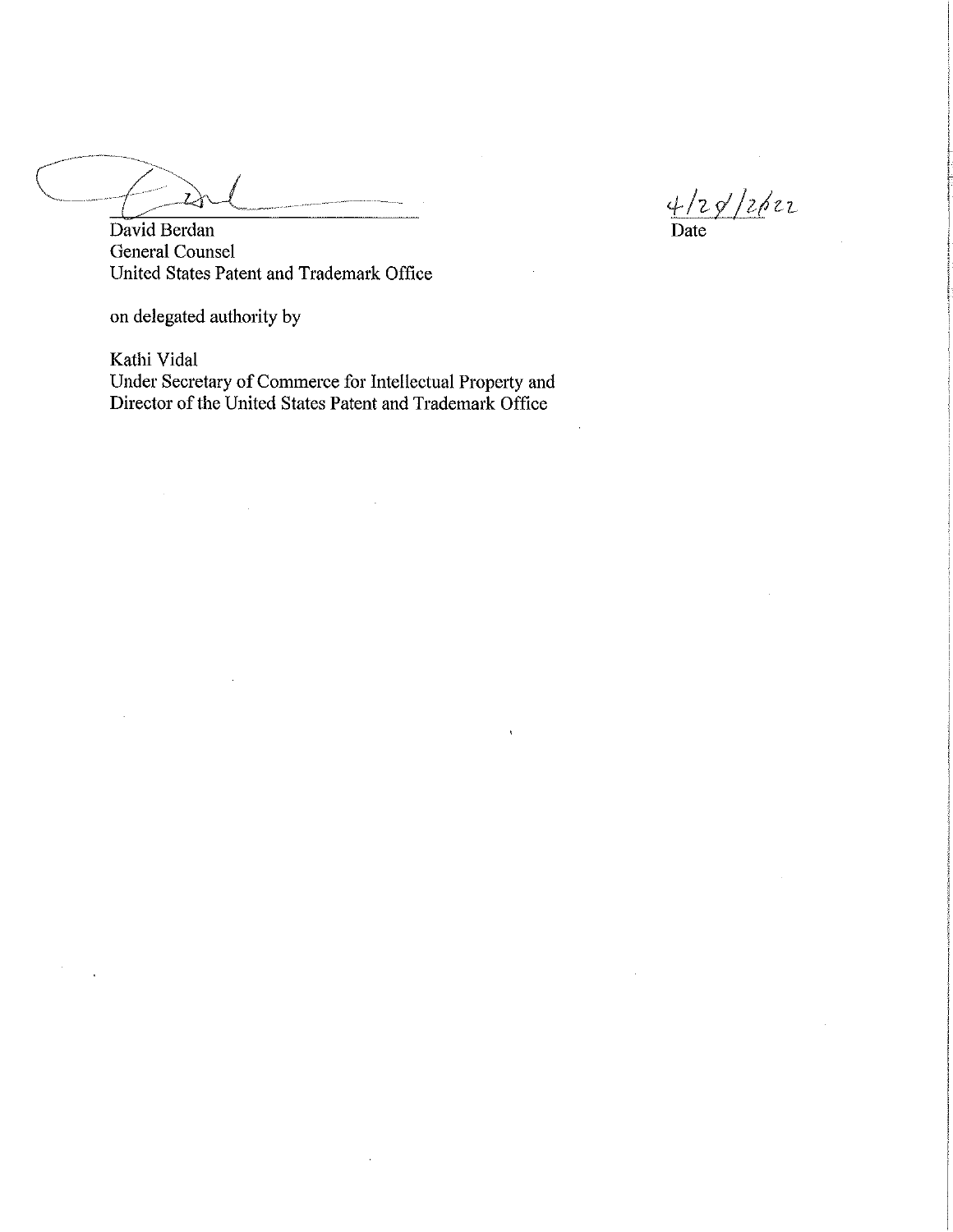David Berdan
General Counsel
United States Patent and Trademark Office

4/28/2022
Date

on delegated authority by

Kathi Vidal
Under Secretary of Commerce for Intellectual Property and
Director of the United States Patent and Trademark Office